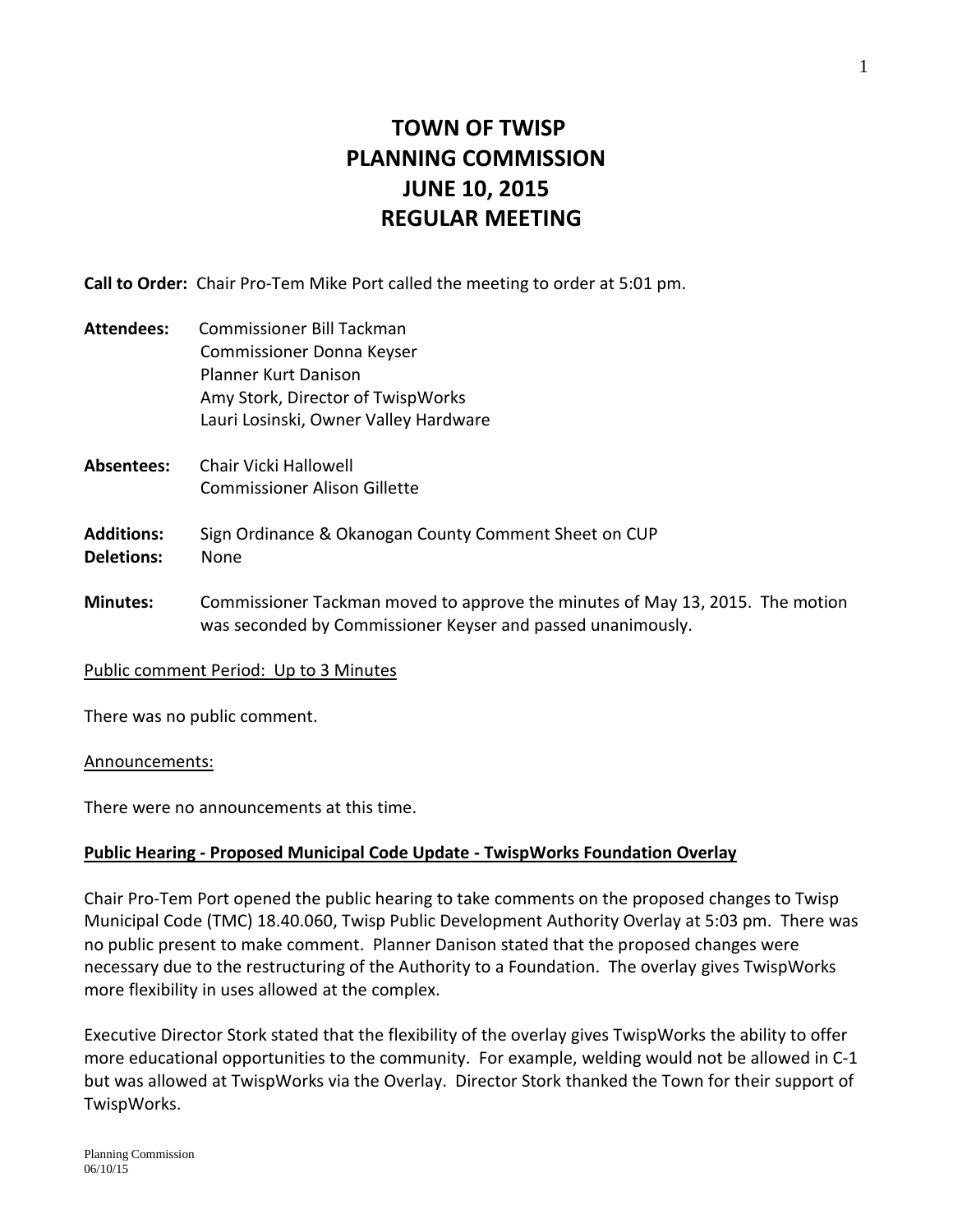# TOWN OF TWISP
# PLANNING COMMISSION
# JUNE 10, 2015
# REGULAR MEETING

**Call to Order:** Chair Pro-Tem Mike Port called the meeting to order at 5:01 pm.

**Attendees:** Commissioner Bill Tackman
Commissioner Donna Keyser
Planner Kurt Danison
Amy Stork, Director of TwispWorks
Lauri Losinski, Owner Valley Hardware

**Absentees:** Chair Vicki Hallowell
Commissioner Alison Gillette

**Additions:** Sign Ordinance & Okanogan County Comment Sheet on CUP
**Deletions:** None

**Minutes:** Commissioner Tackman moved to approve the minutes of May 13, 2015. The motion was seconded by Commissioner Keyser and passed unanimously.

<u>Public comment Period: Up to 3 Minutes</u>

There was no public comment.

<u>Announcements:</u>

There were no announcements at this time.

**<u>Public Hearing - Proposed Municipal Code Update - TwispWorks Foundation Overlay</u>**

Chair Pro-Tem Port opened the public hearing to take comments on the proposed changes to Twisp Municipal Code (TMC) 18.40.060, Twisp Public Development Authority Overlay at 5:03 pm. There was no public present to make comment. Planner Danison stated that the proposed changes were necessary due to the restructuring of the Authority to a Foundation. The overlay gives TwispWorks more flexibility in uses allowed at the complex.

Executive Director Stork stated that the flexibility of the overlay gives TwispWorks the ability to offer more educational opportunities to the community. For example, welding would not be allowed in C-1 but was allowed at TwispWorks via the Overlay. Director Stork thanked the Town for their support of TwispWorks.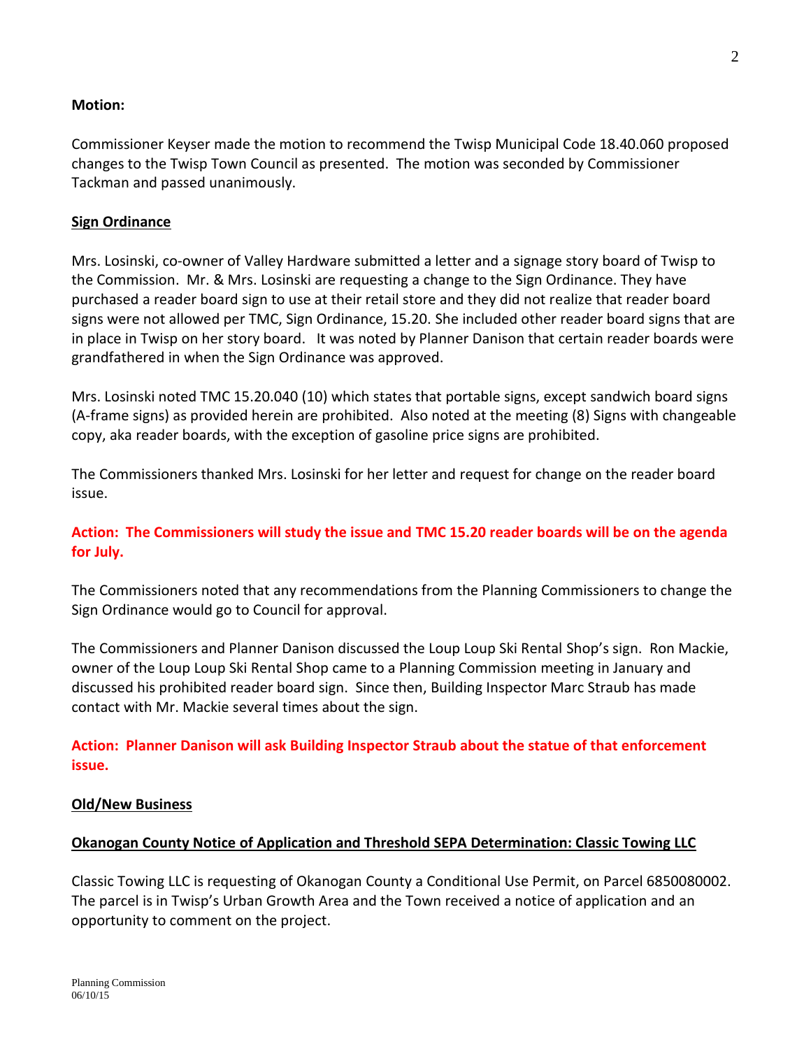**Motion:**

Commissioner Keyser made the motion to recommend the Twisp Municipal Code 18.40.060 proposed changes to the Twisp Town Council as presented. The motion was seconded by Commissioner Tackman and passed unanimously.

**Sign Ordinance**

Mrs. Losinski, co-owner of Valley Hardware submitted a letter and a signage story board of Twisp to the Commission. Mr. & Mrs. Losinski are requesting a change to the Sign Ordinance. They have purchased a reader board sign to use at their retail store and they did not realize that reader board signs were not allowed per TMC, Sign Ordinance, 15.20. She included other reader board signs that are in place in Twisp on her story board. It was noted by Planner Danison that certain reader boards were grandfathered in when the Sign Ordinance was approved.

Mrs. Losinski noted TMC 15.20.040 (10) which states that portable signs, except sandwich board signs (A-frame signs) as provided herein are prohibited. Also noted at the meeting (8) Signs with changeable copy, aka reader boards, with the exception of gasoline price signs are prohibited.

The Commissioners thanked Mrs. Losinski for her letter and request for change on the reader board issue.

**Action: The Commissioners will study the issue and TMC 15.20 reader boards will be on the agenda for July.**

The Commissioners noted that any recommendations from the Planning Commissioners to change the Sign Ordinance would go to Council for approval.

The Commissioners and Planner Danison discussed the Loup Loup Ski Rental Shop's sign. Ron Mackie, owner of the Loup Loup Ski Rental Shop came to a Planning Commission meeting in January and discussed his prohibited reader board sign. Since then, Building Inspector Marc Straub has made contact with Mr. Mackie several times about the sign.

**Action: Planner Danison will ask Building Inspector Straub about the statue of that enforcement issue.**

**Old/New Business**

**Okanogan County Notice of Application and Threshold SEPA Determination: Classic Towing LLC**

Classic Towing LLC is requesting of Okanogan County a Conditional Use Permit, on Parcel 6850080002. The parcel is in Twisp's Urban Growth Area and the Town received a notice of application and an opportunity to comment on the project.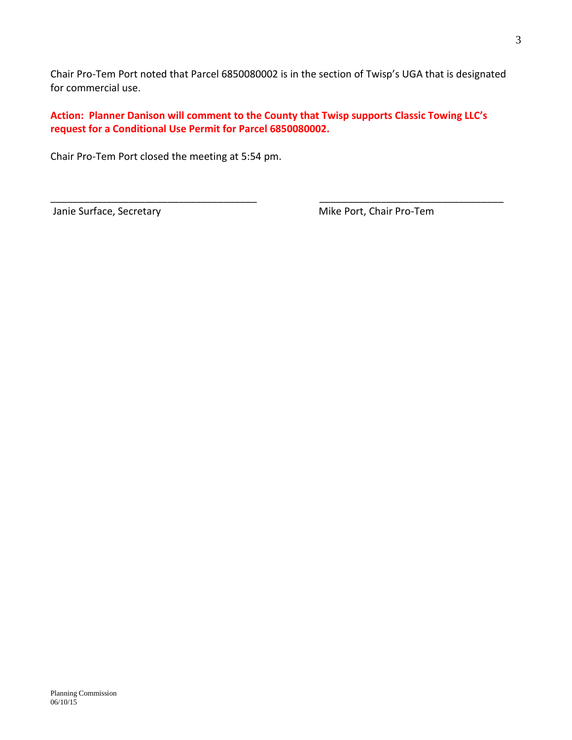Chair Pro-Tem Port noted that Parcel 6850080002 is in the section of Twisp's UGA that is designated for commercial use.

**Action: Planner Danison will comment to the County that Twisp supports Classic Towing LLC's request for a Conditional Use Permit for Parcel 6850080002.**

Chair Pro-Tem Port closed the meeting at 5:54 pm.

_____________________________________ _________________________________

Janie Surface, Secretary Mike Port, Chair Pro-Tem